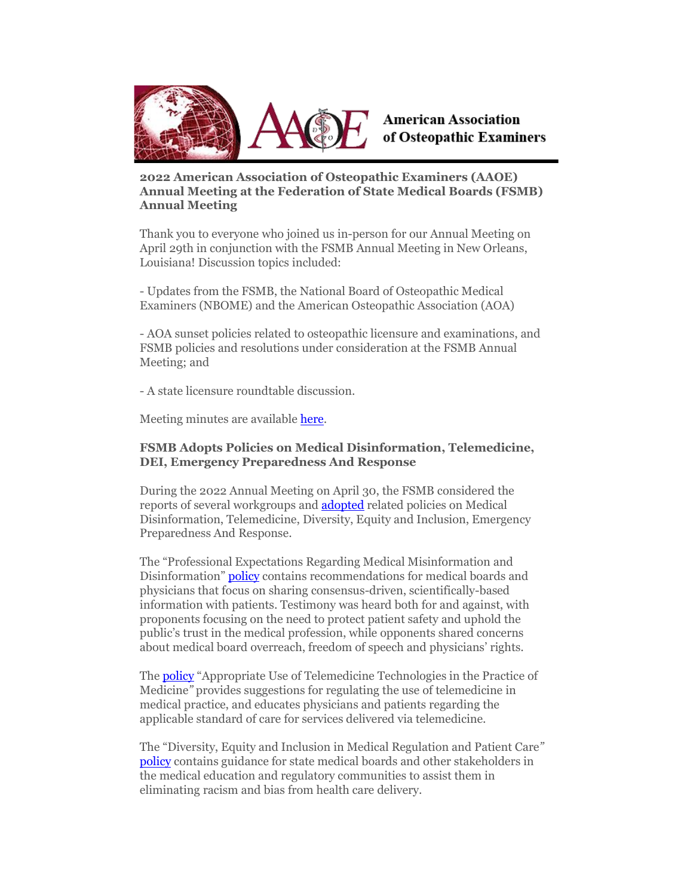# American Association of Osteopathic Examiners

## 2022 American Association of Osteopathic Examiners (AAOE) Annual Meeting at the Federation of State Medical Boards (FSMB) Annual Meeting

Thank you to everyone who joined us in-person for our Annual Meeting on April 29th in conjunction with the FSMB Annual Meeting in New Orleans, Louisiana! Discussion topics included:

- Updates from the FSMB, the National Board of Osteopathic Medical Examiners (NBOME) and the American Osteopathic Association (AOA)

- AOA sunset policies related to osteopathic licensure and examinations, and FSMB policies and resolutions under consideration at the FSMB Annual Meeting; and

- A state licensure roundtable discussion.

Meeting minutes are available here.

## FSMB Adopts Policies on Medical Disinformation, Telemedicine, DEI, Emergency Preparedness And Response

During the 2022 Annual Meeting on April 30, the FSMB considered the reports of several workgroups and adopted related policies on Medical Disinformation, Telemedicine, Diversity, Equity and Inclusion, Emergency Preparedness And Response.

The "Professional Expectations Regarding Medical Misinformation and Disinformation" policy contains recommendations for medical boards and physicians that focus on sharing consensus-driven, scientifically-based information with patients. Testimony was heard both for and against, with proponents focusing on the need to protect patient safety and uphold the public's trust in the medical profession, while opponents shared concerns about medical board overreach, freedom of speech and physicians' rights.

The policy "Appropriate Use of Telemedicine Technologies in the Practice of Medicine" provides suggestions for regulating the use of telemedicine in medical practice, and educates physicians and patients regarding the applicable standard of care for services delivered via telemedicine.

The "Diversity, Equity and Inclusion in Medical Regulation and Patient Care" policy contains guidance for state medical boards and other stakeholders in the medical education and regulatory communities to assist them in eliminating racism and bias from health care delivery.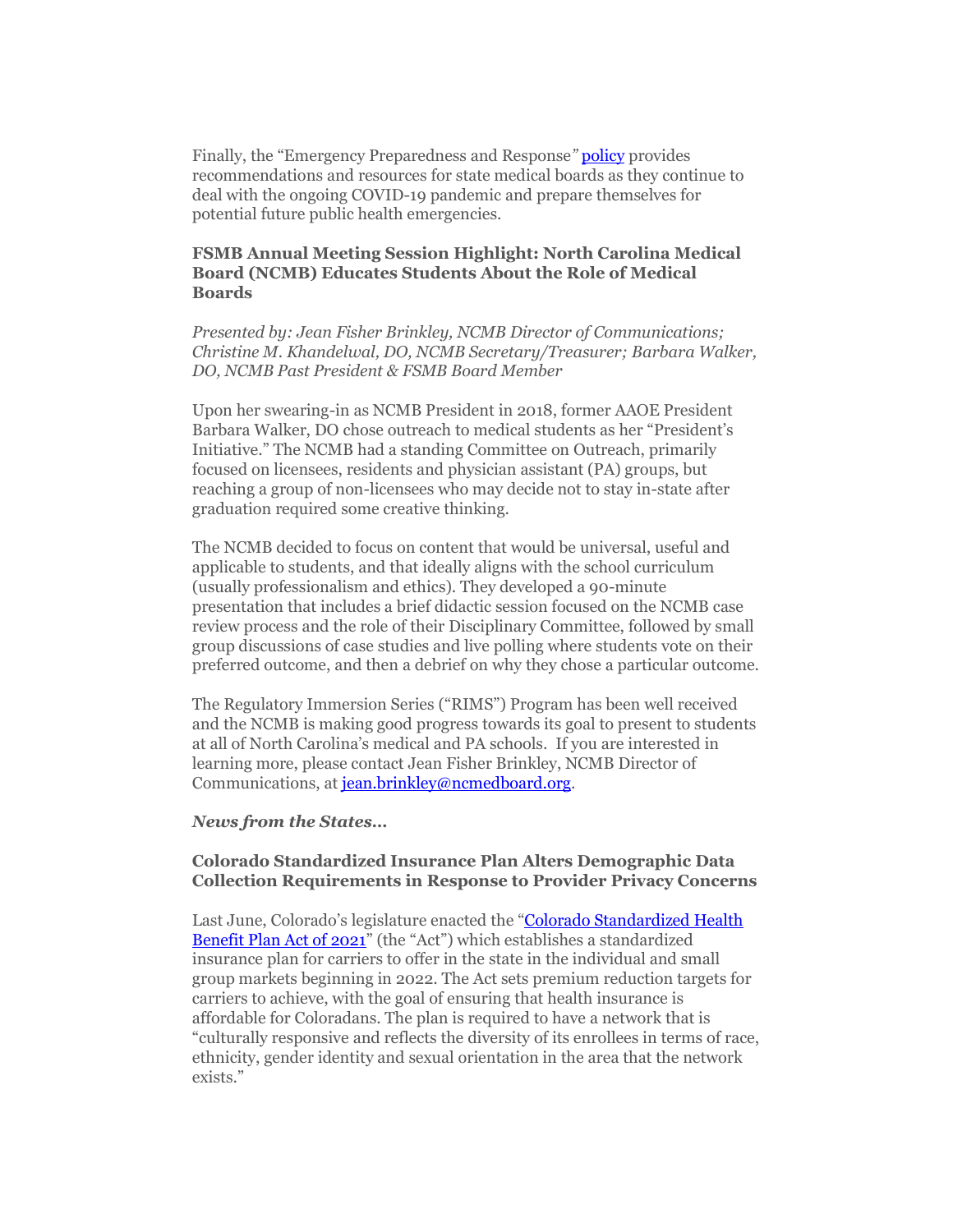Finally, the "Emergency Preparedness and Response" policy provides recommendations and resources for state medical boards as they continue to deal with the ongoing COVID-19 pandemic and prepare themselves for potential future public health emergencies.

### FSMB Annual Meeting Session Highlight: North Carolina Medical Board (NCMB) Educates Students About the Role of Medical Boards

*Presented by: Jean Fisher Brinkley, NCMB Director of Communications; Christine M. Khandelwal, DO, NCMB Secretary/Treasurer; Barbara Walker, DO, NCMB Past President & FSMB Board Member*

Upon her swearing-in as NCMB President in 2018, former AAOE President Barbara Walker, DO chose outreach to medical students as her "President's Initiative." The NCMB had a standing Committee on Outreach, primarily focused on licensees, residents and physician assistant (PA) groups, but reaching a group of non-licensees who may decide not to stay in-state after graduation required some creative thinking.

The NCMB decided to focus on content that would be universal, useful and applicable to students, and that ideally aligns with the school curriculum (usually professionalism and ethics). They developed a 90-minute presentation that includes a brief didactic session focused on the NCMB case review process and the role of their Disciplinary Committee, followed by small group discussions of case studies and live polling where students vote on their preferred outcome, and then a debrief on why they chose a particular outcome.

The Regulatory Immersion Series ("RIMS") Program has been well received and the NCMB is making good progress towards its goal to present to students at all of North Carolina's medical and PA schools. If you are interested in learning more, please contact Jean Fisher Brinkley, NCMB Director of Communications, at jean.brinkley@ncmedboard.org.

***News from the States…***

### Colorado Standardized Insurance Plan Alters Demographic Data Collection Requirements in Response to Provider Privacy Concerns

Last June, Colorado's legislature enacted the "Colorado Standardized Health Benefit Plan Act of 2021" (the "Act") which establishes a standardized insurance plan for carriers to offer in the state in the individual and small group markets beginning in 2022. The Act sets premium reduction targets for carriers to achieve, with the goal of ensuring that health insurance is affordable for Coloradans. The plan is required to have a network that is "culturally responsive and reflects the diversity of its enrollees in terms of race, ethnicity, gender identity and sexual orientation in the area that the network exists."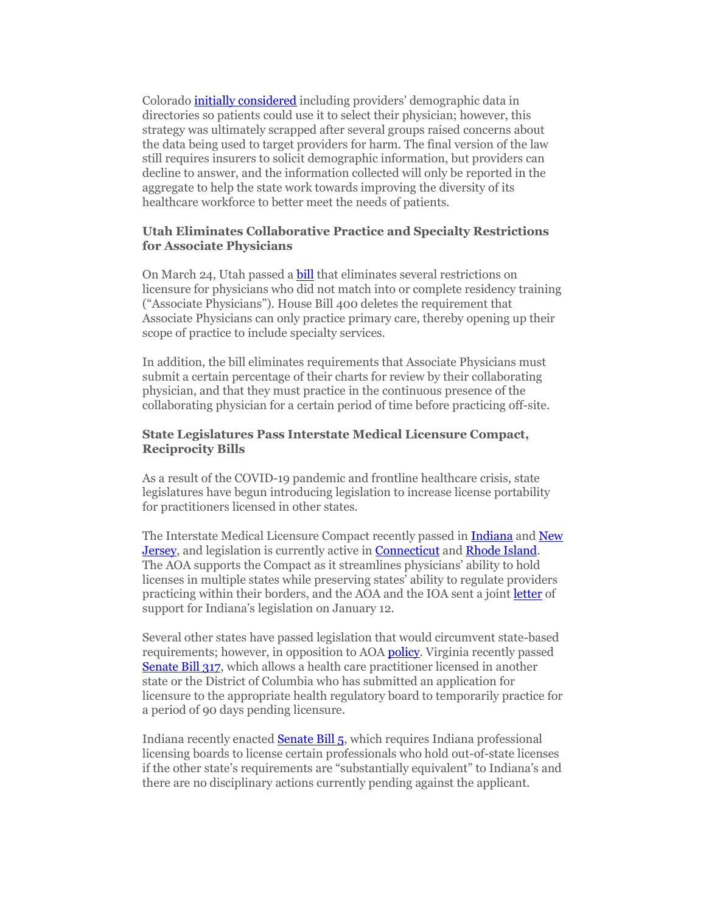Colorado initially considered including providers' demographic data in directories so patients could use it to select their physician; however, this strategy was ultimately scrapped after several groups raised concerns about the data being used to target providers for harm. The final version of the law still requires insurers to solicit demographic information, but providers can decline to answer, and the information collected will only be reported in the aggregate to help the state work towards improving the diversity of its healthcare workforce to better meet the needs of patients.

### Utah Eliminates Collaborative Practice and Specialty Restrictions for Associate Physicians

On March 24, Utah passed a bill that eliminates several restrictions on licensure for physicians who did not match into or complete residency training ("Associate Physicians"). House Bill 400 deletes the requirement that Associate Physicians can only practice primary care, thereby opening up their scope of practice to include specialty services.

In addition, the bill eliminates requirements that Associate Physicians must submit a certain percentage of their charts for review by their collaborating physician, and that they must practice in the continuous presence of the collaborating physician for a certain period of time before practicing off-site.

### State Legislatures Pass Interstate Medical Licensure Compact, Reciprocity Bills

As a result of the COVID-19 pandemic and frontline healthcare crisis, state legislatures have begun introducing legislation to increase license portability for practitioners licensed in other states.

The Interstate Medical Licensure Compact recently passed in Indiana and New Jersey, and legislation is currently active in Connecticut and Rhode Island. The AOA supports the Compact as it streamlines physicians' ability to hold licenses in multiple states while preserving states' ability to regulate providers practicing within their borders, and the AOA and the IOA sent a joint letter of support for Indiana's legislation on January 12.

Several other states have passed legislation that would circumvent state-based requirements; however, in opposition to AOA policy. Virginia recently passed Senate Bill 317, which allows a health care practitioner licensed in another state or the District of Columbia who has submitted an application for licensure to the appropriate health regulatory board to temporarily practice for a period of 90 days pending licensure.

Indiana recently enacted Senate Bill 5, which requires Indiana professional licensing boards to license certain professionals who hold out-of-state licenses if the other state's requirements are "substantially equivalent" to Indiana's and there are no disciplinary actions currently pending against the applicant.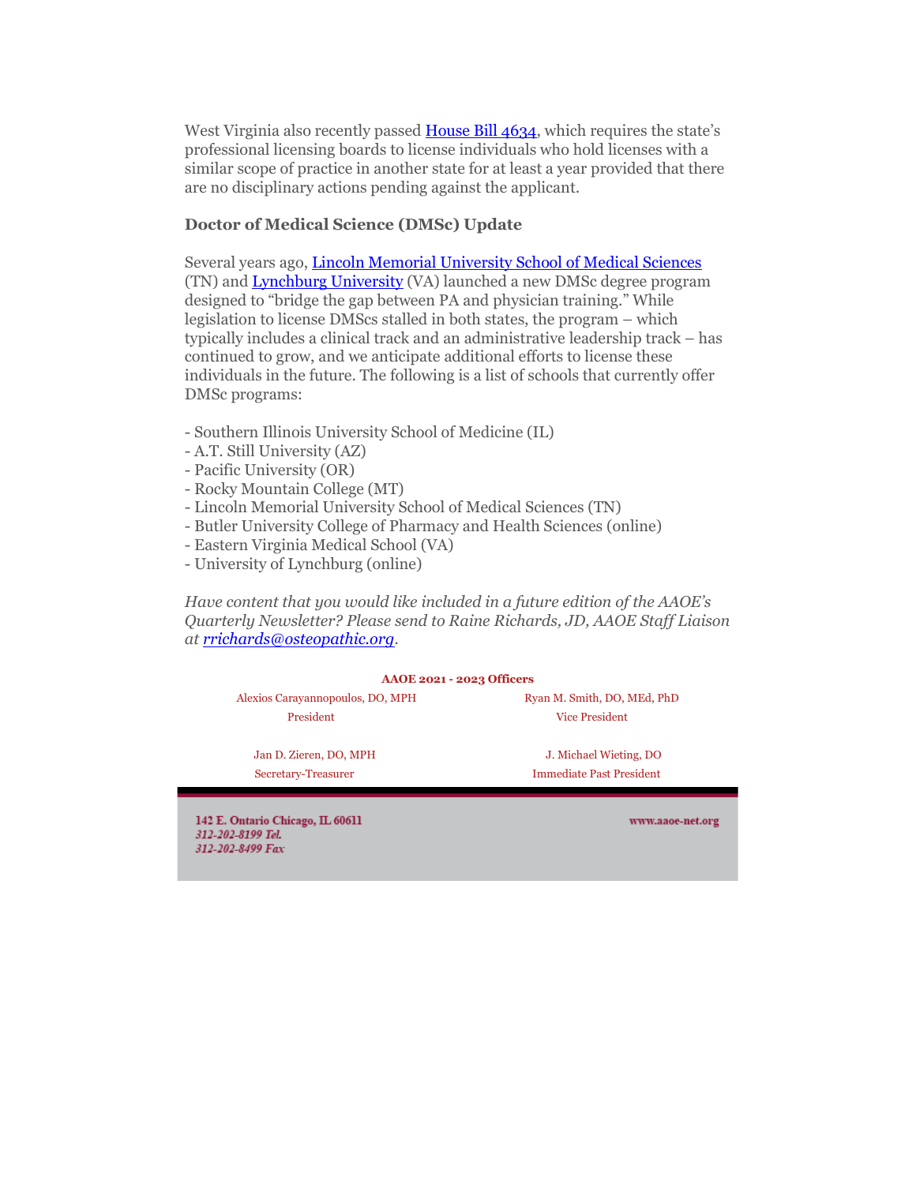West Virginia also recently passed House Bill 4634, which requires the state's professional licensing boards to license individuals who hold licenses with a similar scope of practice in another state for at least a year provided that there are no disciplinary actions pending against the applicant.

**Doctor of Medical Science (DMSc) Update**

Several years ago, Lincoln Memorial University School of Medical Sciences (TN) and Lynchburg University (VA) launched a new DMSc degree program designed to "bridge the gap between PA and physician training." While legislation to license DMScs stalled in both states, the program – which typically includes a clinical track and an administrative leadership track – has continued to grow, and we anticipate additional efforts to license these individuals in the future. The following is a list of schools that currently offer DMSc programs:

- Southern Illinois University School of Medicine (IL)
- A.T. Still University (AZ)
- Pacific University (OR)
- Rocky Mountain College (MT)
- Lincoln Memorial University School of Medical Sciences (TN)
- Butler University College of Pharmacy and Health Sciences (online)
- Eastern Virginia Medical School (VA)
- University of Lynchburg (online)

*Have content that you would like included in a future edition of the AAOE's Quarterly Newsletter? Please send to Raine Richards, JD, AAOE Staff Liaison at rrichards@osteopathic.org.*

**AAOE 2021 - 2023 Officers**

Alexios Carayannopoulos, DO, MPH
President

Ryan M. Smith, DO, MEd, PhD
Vice President

Jan D. Zieren, DO, MPH
Secretary-Treasurer

J. Michael Wieting, DO
Immediate Past President

142 E. Ontario Chicago, IL 60611
*312-202-8199 Tel.*
*312-202-8499 Fax*

www.aaoe-net.org